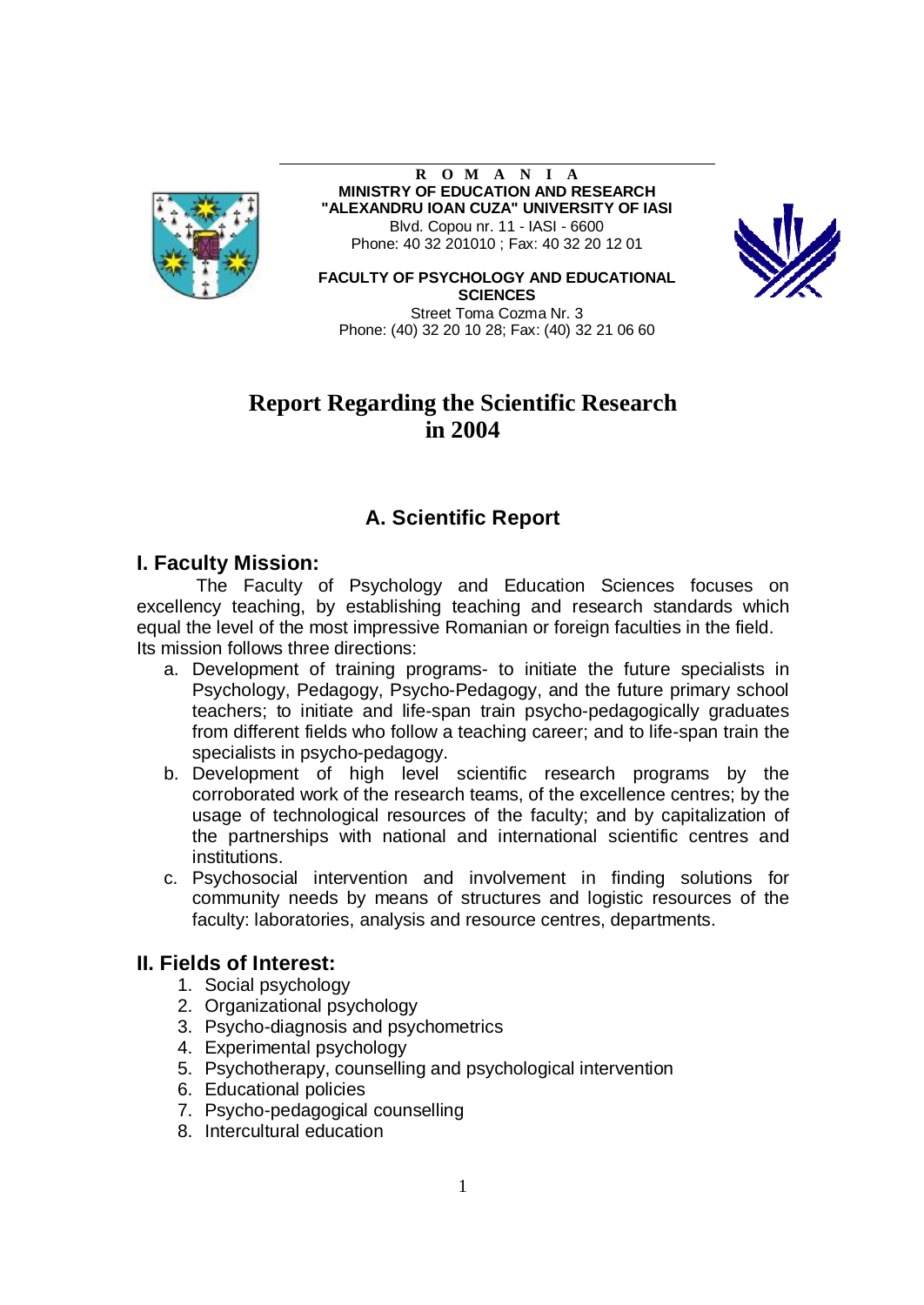**R O M A N I A**
**MINISTRY OF EDUCATION AND RESEARCH**
**"ALEXANDRU IOAN CUZA" UNIVERSITY OF IASI**
Blvd. Copou nr. 11 - IASI - 6600
Phone: 40 32 201010 ; Fax: 40 32 20 12 01

**FACULTY OF PSYCHOLOGY AND EDUCATIONAL SCIENCES**
Street Toma Cozma Nr. 3
Phone: (40) 32 20 10 28; Fax: (40) 32 21 06 60

# Report Regarding the Scientific Research in 2004

## A. Scientific Report

### I. Faculty Mission:

The Faculty of Psychology and Education Sciences focuses on excellency teaching, by establishing teaching and research standards which equal the level of the most impressive Romanian or foreign faculties in the field.
Its mission follows three directions:

a. Development of training programs- to initiate the future specialists in Psychology, Pedagogy, Psycho-Pedagogy, and the future primary school teachers; to initiate and life-span train psycho-pedagogically graduates from different fields who follow a teaching career; and to life-span train the specialists in psycho-pedagogy.
b. Development of high level scientific research programs by the corroborated work of the research teams, of the excellence centres; by the usage of technological resources of the faculty; and by capitalization of the partnerships with national and international scientific centres and institutions.
c. Psychosocial intervention and involvement in finding solutions for community needs by means of structures and logistic resources of the faculty: laboratories, analysis and resource centres, departments.

### II. Fields of Interest:

1. Social psychology
2. Organizational psychology
3. Psycho-diagnosis and psychometrics
4. Experimental psychology
5. Psychotherapy, counselling and psychological intervention
6. Educational policies
7. Psycho-pedagogical counselling
8. Intercultural education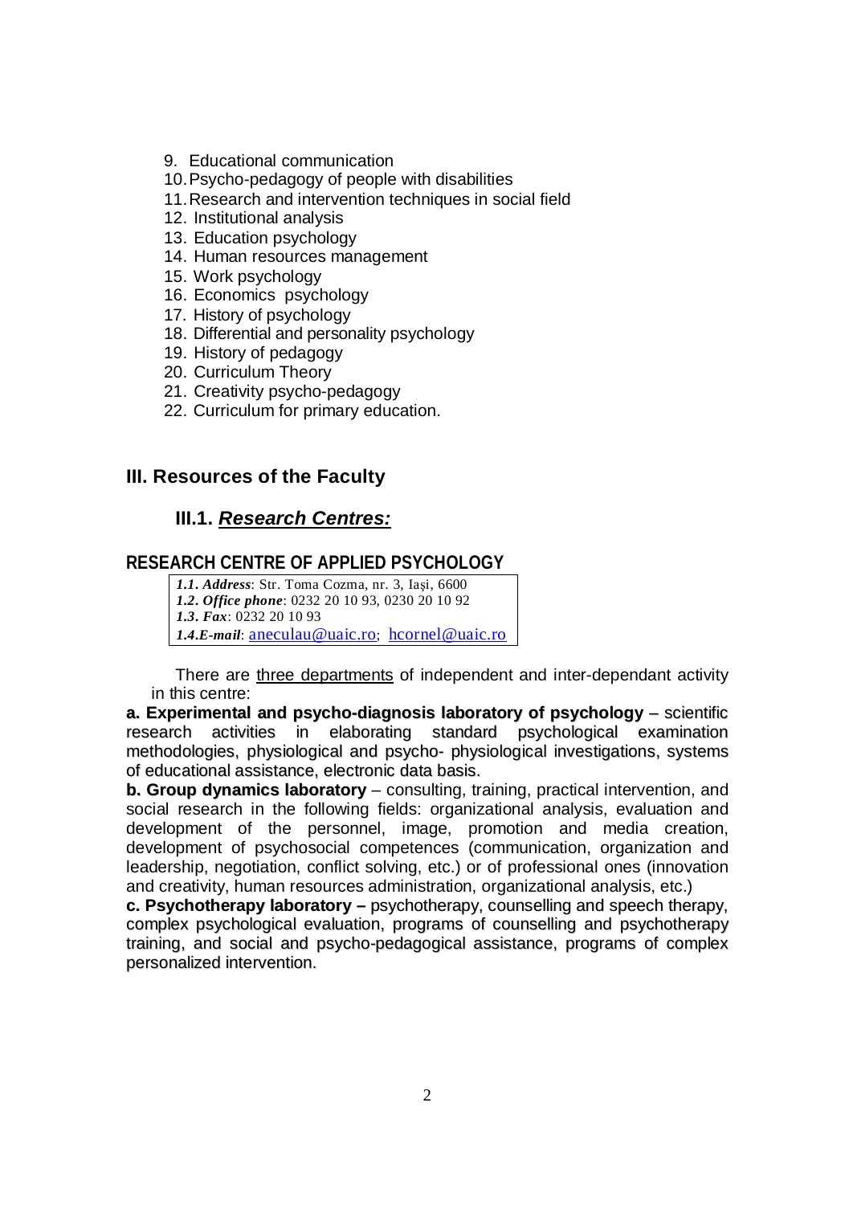9. Educational communication
10. Psycho-pedagogy of people with disabilities
11. Research and intervention techniques in social field
12. Institutional analysis
13. Education psychology
14. Human resources management
15. Work psychology
16. Economics psychology
17. History of psychology
18. Differential and personality psychology
19. History of pedagogy
20. Curriculum Theory
21. Creativity psycho-pedagogy
22. Curriculum for primary education.

## III. Resources of the Faculty

### III.1. ***Research Centres:***

#### RESEARCH CENTRE OF APPLIED PSYCHOLOGY

***1.1. Address***: Str. Toma Cozma, nr. 3, Iaşi, 6600
***1.2. Office phone***: 0232 20 10 93, 0230 20 10 92
***1.3. Fax***: 0232 20 10 93
***1.4.E-mail***: aneculau@uaic.ro; hcornel@uaic.ro

There are three departments of independent and inter-dependant activity in this centre:

**a. Experimental and psycho-diagnosis laboratory of psychology** – scientific research activities in elaborating standard psychological examination methodologies, physiological and psycho- physiological investigations, systems of educational assistance, electronic data basis.

**b. Group dynamics laboratory** – consulting, training, practical intervention, and social research in the following fields: organizational analysis, evaluation and development of the personnel, image, promotion and media creation, development of psychosocial competences (communication, organization and leadership, negotiation, conflict solving, etc.) or of professional ones (innovation and creativity, human resources administration, organizational analysis, etc.)

**c. Psychotherapy laboratory –** psychotherapy, counselling and speech therapy, complex psychological evaluation, programs of counselling and psychotherapy training, and social and psycho-pedagogical assistance, programs of complex personalized intervention.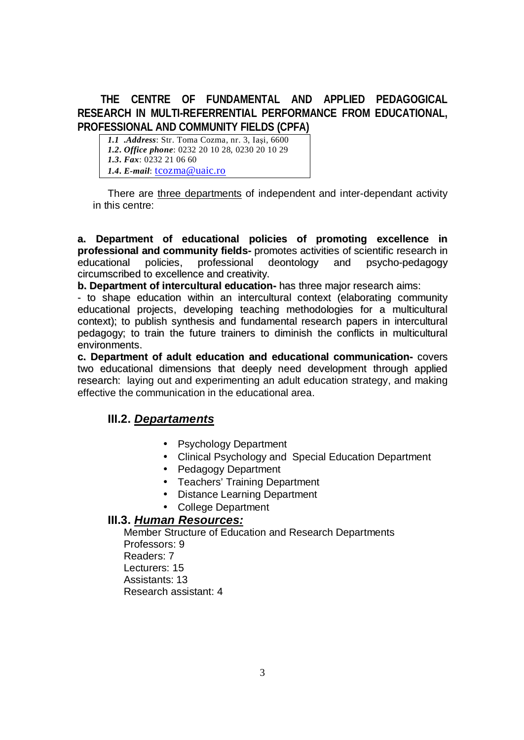## THE CENTRE OF FUNDAMENTAL AND APPLIED PEDAGOGICAL RESEARCH IN MULTI-REFERRENTIAL PERFORMANCE FROM EDUCATIONAL, PROFESSIONAL AND COMMUNITY FIELDS (CPFA)

*1.1 .Address*: Str. Toma Cozma, nr. 3, Iaşi, 6600
*1.2. Office phone*: 0232 20 10 28, 0230 20 10 29
*1.3. Fax*: 0232 21 06 60
*1.4. E-mail*: tcozma@uaic.ro

There are three departments of independent and inter-dependant activity in this centre:

**a. Department of educational policies of promoting excellence in professional and community fields-** promotes activities of scientific research in educational policies, professional deontology and psycho-pedagogy circumscribed to excellence and creativity.

**b. Department of intercultural education-** has three major research aims:

- to shape education within an intercultural context (elaborating community educational projects, developing teaching methodologies for a multicultural context); to publish synthesis and fundamental research papers in intercultural pedagogy; to train the future trainers to diminish the conflicts in multicultural environments.

**c. Department of adult education and educational communication-** covers two educational dimensions that deeply need development through applied research: laying out and experimenting an adult education strategy, and making effective the communication in the educational area.

### III.2. *Departaments*

- Psychology Department
- Clinical Psychology and Special Education Department
- Pedagogy Department
- Teachers' Training Department
- Distance Learning Department
- College Department

### III.3. *Human Resources:*

Member Structure of Education and Research Departments
Professors: 9
Readers: 7
Lecturers: 15
Assistants: 13
Research assistant: 4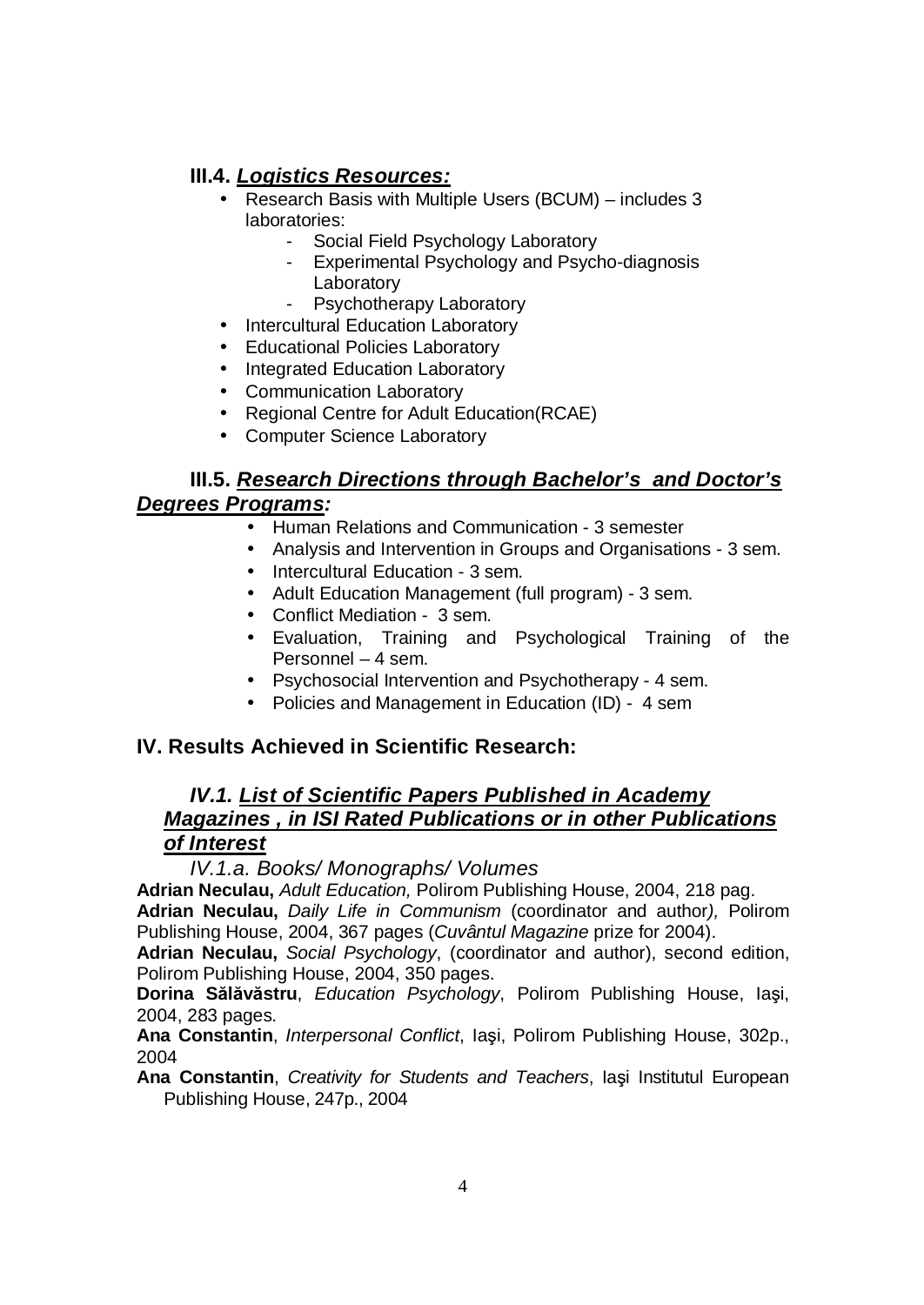### III.4. *Logistics Resources:*

- Research Basis with Multiple Users (BCUM) – includes 3 laboratories:
  - Social Field Psychology Laboratory
  - Experimental Psychology and Psycho-diagnosis Laboratory
  - Psychotherapy Laboratory
- Intercultural Education Laboratory
- Educational Policies Laboratory
- Integrated Education Laboratory
- Communication Laboratory
- Regional Centre for Adult Education(RCAE)
- Computer Science Laboratory

### III.5. *Research Directions through Bachelor's and Doctor's Degrees Programs:*

- Human Relations and Communication - 3 semester
- Analysis and Intervention in Groups and Organisations - 3 sem.
- Intercultural Education - 3 sem.
- Adult Education Management (full program) - 3 sem.
- Conflict Mediation - 3 sem.
- Evaluation, Training and Psychological Training of the Personnel – 4 sem.
- Psychosocial Intervention and Psychotherapy - 4 sem.
- Policies and Management in Education (ID) - 4 sem

## IV. Results Achieved in Scientific Research:

### *IV.1. List of Scientific Papers Published in Academy Magazines , in ISI Rated Publications or in other Publications of Interest*

*IV.1.a. Books/ Monographs/ Volumes*

**Adrian Neculau,** *Adult Education,* Polirom Publishing House, 2004, 218 pag.

**Adrian Neculau,** *Daily Life in Communism* (coordinator and author*),* Polirom Publishing House, 2004, 367 pages (*Cuvântul Magazine* prize for 2004).

**Adrian Neculau,** *Social Psychology*, (coordinator and author), second edition, Polirom Publishing House, 2004, 350 pages.

**Dorina Sălăvăstru**, *Education Psychology*, Polirom Publishing House, Iaşi, 2004, 283 pages.

**Ana Constantin**, *Interpersonal Conflict*, Iaşi, Polirom Publishing House, 302p., 2004

**Ana Constantin**, *Creativity for Students and Teachers*, Iaşi Institutul European Publishing House, 247p., 2004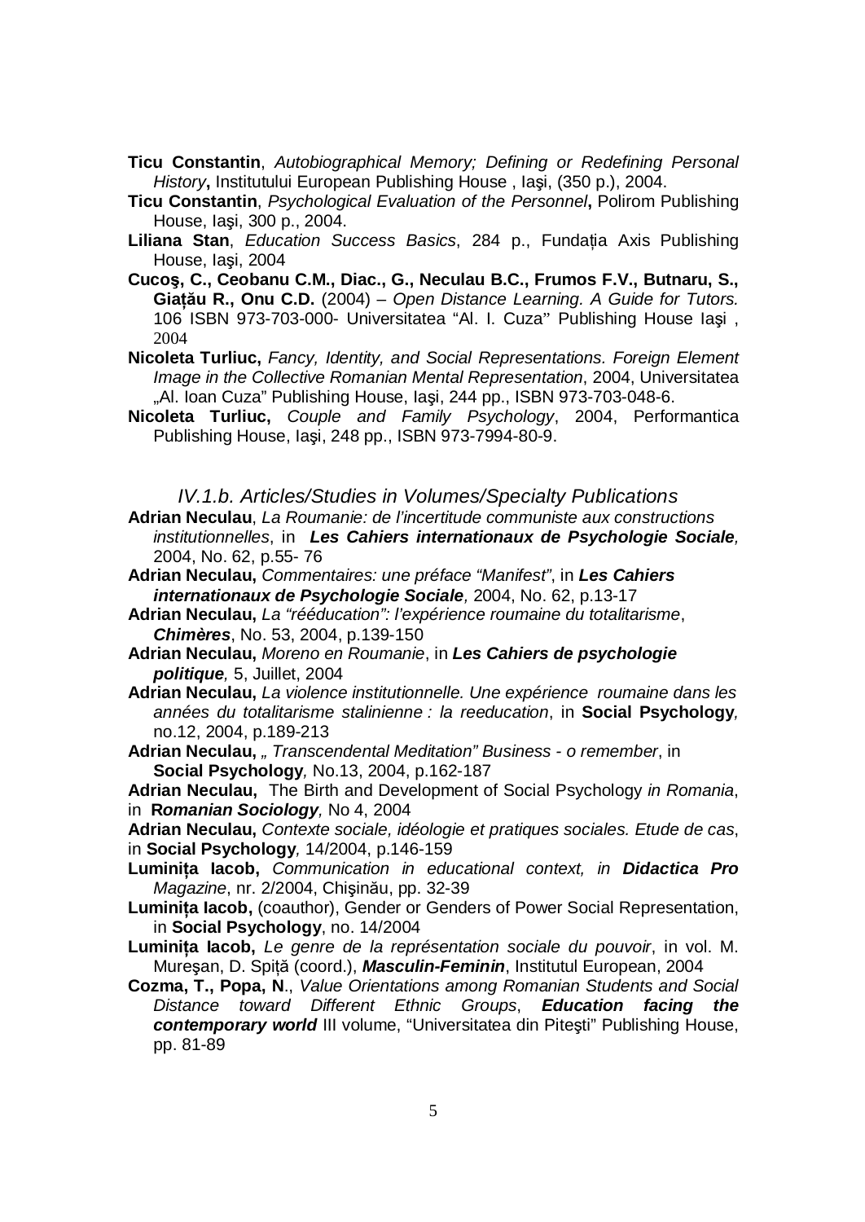**Ticu Constantin**, *Autobiographical Memory; Defining or Redefining Personal History***,** Institutului European Publishing House , Iaşi, (350 p.), 2004.

**Ticu Constantin**, *Psychological Evaluation of the Personnel***,** Polirom Publishing House, Iaşi, 300 p., 2004.

**Liliana Stan**, *Education Success Basics*, 284 p., Fundaţia Axis Publishing House, Iaşi, 2004

**Cucoş, C., Ceobanu C.M., Diac., G., Neculau B.C., Frumos F.V., Butnaru, S., Giaţău R., Onu C.D.** (2004) – *Open Distance Learning. A Guide for Tutors.* 106 ISBN 973-703-000- Universitatea "Al. I. Cuza'' Publishing House Iaşi , 2004

**Nicoleta Turliuc,** *Fancy, Identity, and Social Representations. Foreign Element Image in the Collective Romanian Mental Representation*, 2004, Universitatea „Al. Ioan Cuza" Publishing House, Iaşi, 244 pp., ISBN 973-703-048-6.

**Nicoleta Turliuc,** *Couple and Family Psychology*, 2004, Performantica Publishing House, Iaşi, 248 pp., ISBN 973-7994-80-9.

### *IV.1.b. Articles/Studies in Volumes/Specialty Publications*

**Adrian Neculau**, *La Roumanie: de l'incertitude communiste aux constructions institutionnelles*, in ***Les Cahiers internationaux de Psychologie Sociale****,* 2004, No. 62, p.55- 76

**Adrian Neculau,** *Commentaires: une préface "Manifest"*, in ***Les Cahiers internationaux de Psychologie Sociale****,* 2004, No. 62, p.13-17

**Adrian Neculau,** *La "rééducation": l'expérience roumaine du totalitarisme*, ***Chimères***, No. 53, 2004, p.139-150

**Adrian Neculau,** *Moreno en Roumanie*, in ***Les Cahiers de psychologie politique****,* 5, Juillet, 2004

**Adrian Neculau,** *La violence institutionnelle. Une expérience roumaine dans les années du totalitarisme stalinienne : la reeducation*, in **Social Psychology***,* no.12, 2004, p.189-213

**Adrian Neculau,** *„ Transcendental Meditation" Business - o remember*, in **Social Psychology***,* No.13, 2004, p.162-187

**Adrian Neculau,** The Birth and Development of Social Psychology *in Romania*, in ***Romanian Sociology****,* No 4, 2004

**Adrian Neculau,** *Contexte sociale, idéologie et pratiques sociales. Etude de cas*, in **Social Psychology***,* 14/2004, p.146-159

**Luminiţa Iacob,** *Communication in educational context, in* ***Didactica Pro*** *Magazine*, nr. 2/2004, Chişinău, pp. 32-39

**Luminiţa Iacob,** (coauthor), Gender or Genders of Power Social Representation, in **Social Psychology**, no. 14/2004

**Luminiţa Iacob,** *Le genre de la représentation sociale du pouvoir*, in vol. M. Mureşan, D. Spiţă (coord.), ***Masculin-Feminin***, Institutul European, 2004

**Cozma, T., Popa, N**., *Value Orientations among Romanian Students and Social Distance toward Different Ethnic Groups*, ***Education facing the contemporary world*** III volume, "Universitatea din Piteşti" Publishing House, pp. 81-89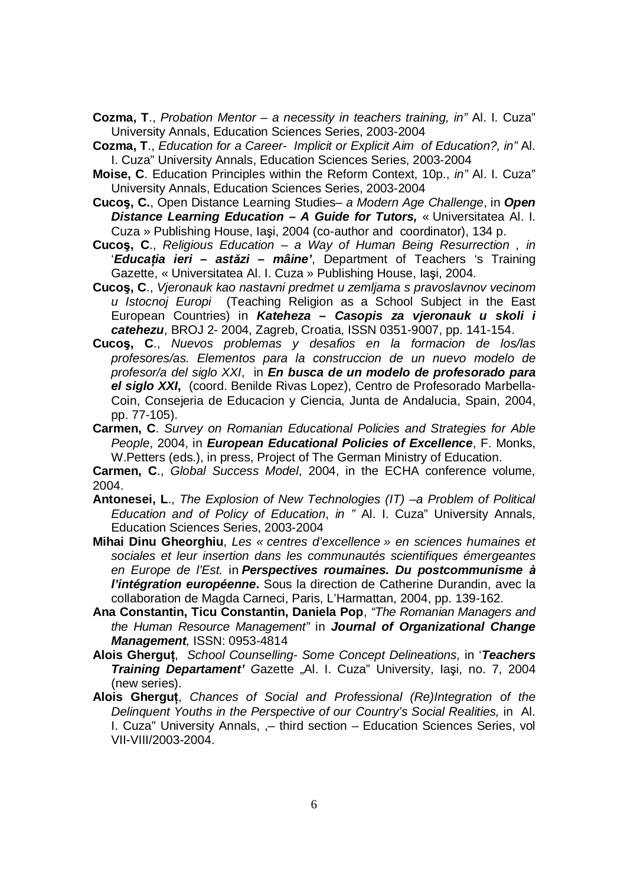**Cozma, T**., *Probation Mentor – a necessity in teachers training, in"* Al. I. Cuza" University Annals, Education Sciences Series, 2003-2004

**Cozma, T**., *Education for a Career- Implicit or Explicit Aim of Education?, in"* Al. I. Cuza" University Annals, Education Sciences Series, 2003-2004

**Moise, C**. Education Principles within the Reform Context, 10p., *in"* Al. I. Cuza" University Annals, Education Sciences Series, 2003-2004

**Cucoş, C.**, Open Distance Learning Studies– *a Modern Age Challenge*, in ***Open Distance Learning Education – A Guide for Tutors,*** « Universitatea Al. I. Cuza » Publishing House, Iaşi, 2004 (co-author and coordinator), 134 p.

**Cucoş, C**., *Religious Education – a Way of Human Being Resurrection , in* '***Educaţia ieri – astăzi – mâine'***, Department of Teachers 's Training Gazette, « Universitatea Al. I. Cuza » Publishing House, Iaşi, 2004.

**Cucoş, C**., *Vjeronauk kao nastavni predmet u zemljama s pravoslavnov vecinom u Istocnoj Europi* (Teaching Religion as a School Subject in the East European Countries) in ***Kateheza – Casopis za vjeronauk u skoli i catehezu***, BROJ 2- 2004, Zagreb, Croatia, ISSN 0351-9007, pp. 141-154.

**Cucoş, C**., *Nuevos problemas y desafios en la formacion de los/las profesores/as. Elementos para la construccion de un nuevo modelo de profesor/a del siglo XXI*, in ***En busca de un modelo de profesorado para el siglo XXI***, (coord. Benilde Rivas Lopez), Centro de Profesorado Marbella-Coin, Consejeria de Educacion y Ciencia, Junta de Andalucia, Spain, 2004, pp. 77-105).

**Carmen, C**. *Survey on Romanian Educational Policies and Strategies for Able People*, 2004, in ***European Educational Policies of Excellence***, F. Monks, W.Petters (eds.), in press, Project of The German Ministry of Education.

**Carmen, C**., *Global Success Model*, 2004, in the ECHA conference volume, 2004.

**Antonesei, L**., *The Explosion of New Technologies (IT) –a Problem of Political Education and of Policy of Education*, *in "* Al. I. Cuza" University Annals, Education Sciences Series, 2003-2004

**Mihai Dinu Gheorghiu**, *Les « centres d'excellence » en sciences humaines et sociales et leur insertion dans les communautés scientifiques émergeantes en Europe de l'Est.* in ***Perspectives roumaines. Du postcommunisme à l'intégration européenne*.** Sous la direction de Catherine Durandin, avec la collaboration de Magda Carneci, Paris, L'Harmattan, 2004, pp. 139-162.

**Ana Constantin, Ticu Constantin, Daniela Pop**, *"The Romanian Managers and the Human Resource Management"* in ***Journal of Organizational Change Management**,* ISSN: 0953-4814

**Alois Gherguţ**, *School Counselling- Some Concept Delineations,* in '***Teachers Training Departament'*** *G*azette „Al. I. Cuza" University, Iaşi, no. 7, 2004 (new series).

**Alois Gherguţ**, *Chances of Social and Professional (Re)Integration of the Delinquent Youths in the Perspective of our Country's Social Realities,* in Al. I. Cuza" University Annals, ,– third section – Education Sciences Series, vol VII-VIII/2003-2004.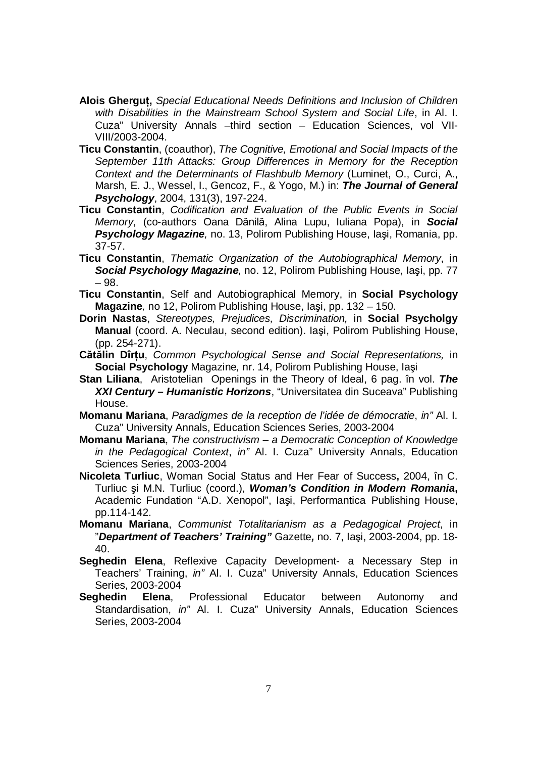- **Alois Gherguț,** *Special Educational Needs Definitions and Inclusion of Children with Disabilities in the Mainstream School System and Social Life*, in Al. I. Cuza" University Annals –third section – Education Sciences, vol VII-VIII/2003-2004.
- **Ticu Constantin**, (coauthor), *The Cognitive, Emotional and Social Impacts of the September 11th Attacks: Group Differences in Memory for the Reception Context and the Determinants of Flashbulb Memory* (Luminet, O., Curci, A., Marsh, E. J., Wessel, I., Gencoz, F., & Yogo, M.) in: ***The Journal of General Psychology***, 2004, 131(3), 197-224.
- **Ticu Constantin**, *Codification and Evaluation of the Public Events in Social Memory*, (co-authors Oana Dănilă, Alina Lupu, Iuliana Popa), in ***Social Psychology Magazine***, no. 13, Polirom Publishing House, Iaşi, Romania, pp. 37-57.
- **Ticu Constantin**, *Thematic Organization of the Autobiographical Memory*, in ***Social Psychology Magazine***, no. 12, Polirom Publishing House, Iaşi, pp. 77 – 98.
- **Ticu Constantin**, Self and Autobiographical Memory, in **Social Psychology Magazine***,* no 12, Polirom Publishing House, Iaşi, pp. 132 – 150.
- **Dorin Nastas**, *Stereotypes, Prejudices, Discrimination,* in **Social Psycholgy Manual** (coord. A. Neculau, second edition). Iaşi, Polirom Publishing House, (pp. 254-271).
- **Cătălin Dîrțu**, *Common Psychological Sense and Social Representations,* in **Social Psychology** Magazine*,* nr. 14, Polirom Publishing House, Iaşi
- **Stan Liliana**, Aristotelian Openings in the Theory of Ideal, 6 pag. în vol. ***The XXI Century – Humanistic Horizons***, "Universitatea din Suceava" Publishing House.
- **Momanu Mariana**, *Paradigmes de la reception de l'idée de démocratie*, *in"* Al. I. Cuza" University Annals, Education Sciences Series, 2003-2004
- **Momanu Mariana**, *The constructivism – a Democratic Conception of Knowledge in the Pedagogical Context*, *in"* Al. I. Cuza" University Annals, Education Sciences Series, 2003-2004
- **Nicoleta Turliuc**, Woman Social Status and Her Fear of Success**,** 2004, în C. Turliuc şi M.N. Turliuc (coord.), ***Woman's Condition in Modern Romania*,** Academic Fundation "A.D. Xenopol", Iaşi, Performantica Publishing House, pp.114-142.
- **Momanu Mariana**, *Communist Totalitarianism as a Pedagogical Project*, in "***Department of Teachers' Training"*** Gazette***,*** no. 7, Iaşi, 2003-2004, pp. 18-40.
- **Seghedin Elena**, Reflexive Capacity Development- a Necessary Step in Teachers' Training, *in"* Al. I. Cuza" University Annals, Education Sciences Series, 2003-2004
- **Seghedin Elena**, Professional Educator between Autonomy and Standardisation, *in"* Al. I. Cuza" University Annals, Education Sciences Series, 2003-2004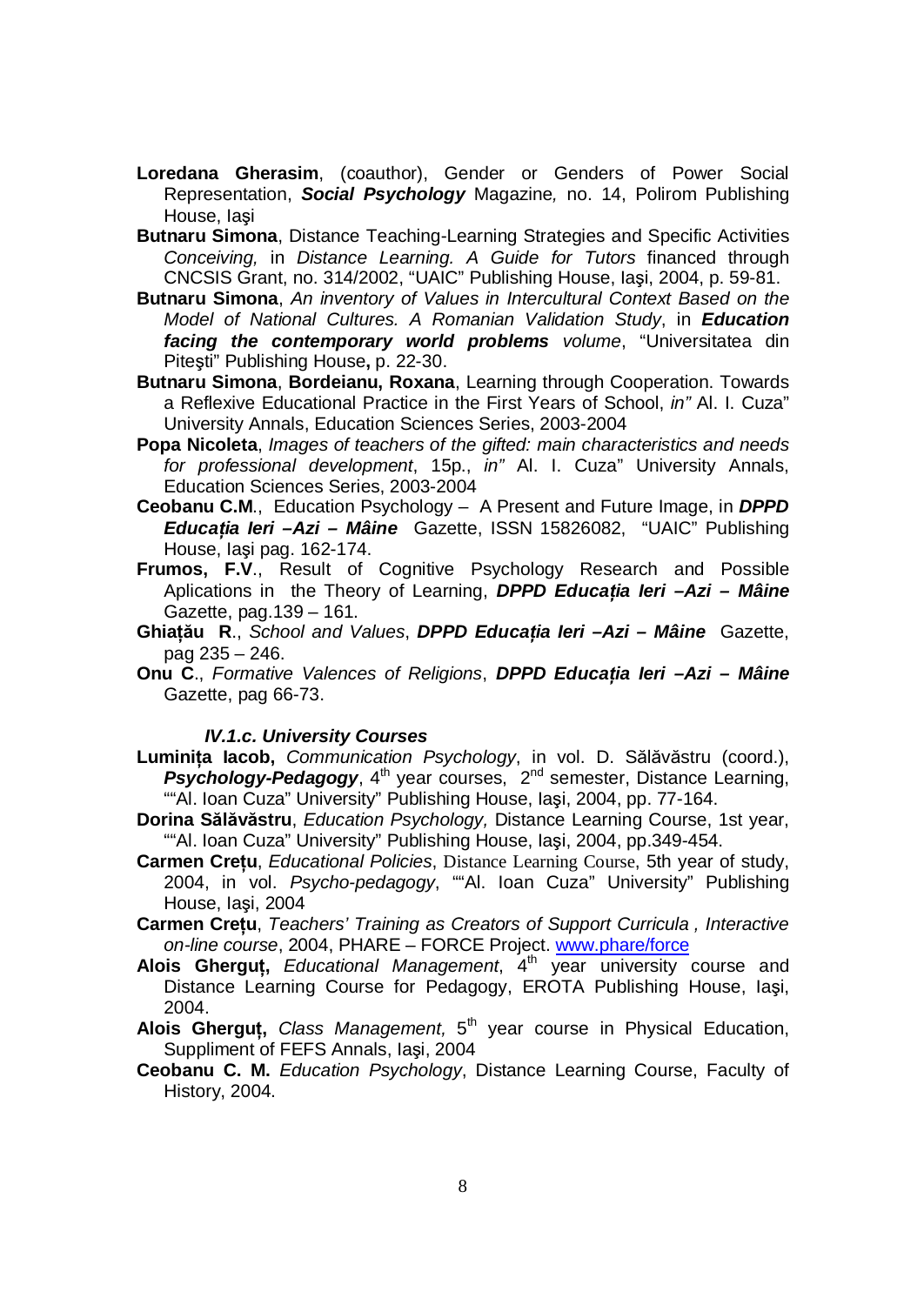- **Loredana Gherasim**, (coauthor), Gender or Genders of Power Social Representation, ***Social Psychology*** Magazine*,* no. 14, Polirom Publishing House, Iaşi
- **Butnaru Simona**, Distance Teaching-Learning Strategies and Specific Activities *Conceiving,* in *Distance Learning. A Guide for Tutors* financed through CNCSIS Grant, no. 314/2002, "UAIC" Publishing House, Iaşi, 2004, p. 59-81.
- **Butnaru Simona**, *An inventory of Values in Intercultural Context Based on the Model of National Cultures. A Romanian Validation Study*, in ***Education facing the contemporary world problems*** *volume*, "Universitatea din Piteşti" Publishing House**,** p. 22-30.
- **Butnaru Simona**, **Bordeianu, Roxana**, Learning through Cooperation. Towards a Reflexive Educational Practice in the First Years of School, *in"* Al. I. Cuza" University Annals, Education Sciences Series, 2003-2004
- **Popa Nicoleta**, *Images of teachers of the gifted: main characteristics and needs for professional development*, 15p., *in"* Al. I. Cuza" University Annals, Education Sciences Series, 2003-2004
- **Ceobanu C.M**., Education Psychology – A Present and Future Image, in ***DPPD Educația Ieri –Azi – Mâine*** Gazette, ISSN 15826082, "UAIC" Publishing House, Iaşi pag. 162-174.
- **Frumos, F.V**., Result of Cognitive Psychology Research and Possible Aplications in the Theory of Learning, ***DPPD Educația Ieri –Azi – Mâine*** Gazette, pag.139 – 161.
- **Ghiațău R**., *School and Values*, ***DPPD Educația Ieri –Azi – Mâine*** Gazette, pag 235 – 246.
- **Onu C**., *Formative Valences of Religions*, ***DPPD Educația Ieri –Azi – Mâine*** Gazette, pag 66-73.

#### *IV.1.c. University Courses*

- **Luminița Iacob,** *Communication Psychology*, in vol. D. Sălăvăstru (coord.), ***Psychology-Pedagogy***, 4th year courses, 2nd semester, Distance Learning, ""Al. Ioan Cuza" University" Publishing House, Iaşi, 2004, pp. 77-164.
- **Dorina Sălăvăstru**, *Education Psychology,* Distance Learning Course, 1st year, ""Al. Ioan Cuza" University" Publishing House, Iaşi, 2004, pp.349-454.
- **Carmen Crețu**, *Educational Policies*, Distance Learning Course, 5th year of study, 2004, in vol. *Psycho-pedagogy*, ""Al. Ioan Cuza" University" Publishing House, Iaşi, 2004
- **Carmen Crețu**, *Teachers' Training as Creators of Support Curricula , Interactive on-line course*, 2004, PHARE – FORCE Project. www.phare/force
- **Alois Gherguț,** *Educational Management*, 4th year university course and Distance Learning Course for Pedagogy, EROTA Publishing House, Iaşi, 2004.
- **Alois Gherguț,** *Class Management,* 5th year course in Physical Education, Suppliment of FEFS Annals, Iaşi, 2004
- **Ceobanu C. M.** *Education Psychology*, Distance Learning Course, Faculty of History, 2004.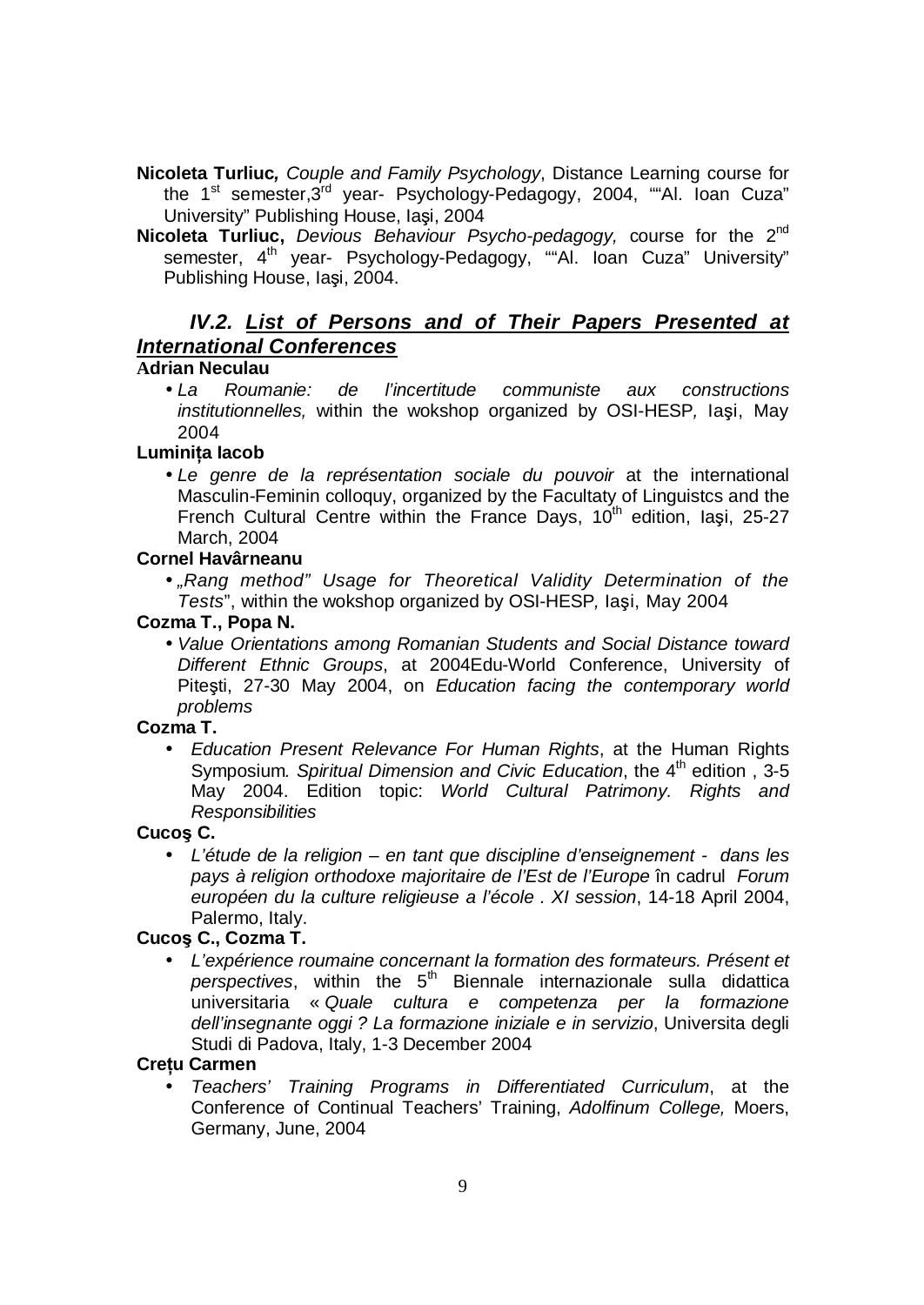**Nicoleta Turliuc***,* *Couple and Family Psychology*, Distance Learning course for the 1st semester,3rd year- Psychology-Pedagogy, 2004, ""Al. Ioan Cuza" University" Publishing House, Iaşi, 2004

**Nicoleta Turliuc,** *Devious Behaviour Psycho-pedagogy,* course for the 2nd semester, 4th year- Psychology-Pedagogy, ""Al. Ioan Cuza" University" Publishing House, Iaşi, 2004.

### *IV.2. List of Persons and of Their Papers Presented at International Conferences*

**Adrian Neculau**

- *La Roumanie: de l'incertitude communiste aux constructions institutionnelles,* within the wokshop organized by OSI-HESP*,* Iaşi, May 2004

**Luminița Iacob**

- *Le genre de la représentation sociale du pouvoir* at the international Masculin-Feminin colloquy, organized by the Facultaty of Linguistcs and the French Cultural Centre within the France Days, 10th edition, Iaşi, 25-27 March, 2004

**Cornel Havârneanu**

- *„Rang method" Usage for Theoretical Validity Determination of the Tests*", within the wokshop organized by OSI-HESP*,* Iaşi, May 2004

**Cozma T., Popa N.**

- *Value Orientations among Romanian Students and Social Distance toward Different Ethnic Groups*, at 2004Edu-World Conference, University of Piteşti, 27-30 May 2004, on *Education facing the contemporary world problems*

**Cozma T.**

- *Education Present Relevance For Human Rights*, at the Human Rights Symposium*. Spiritual Dimension and Civic Education*, the 4th edition , 3-5 May 2004. Edition topic: *World Cultural Patrimony. Rights and Responsibilities*

**Cucoş C.**

- *L'étude de la religion – en tant que discipline d'enseignement - dans les pays à religion orthodoxe majoritaire de l'Est de l'Europe* în cadrul *Forum européen du la culture religieuse a l'école . XI session*, 14-18 April 2004, Palermo, Italy.

**Cucoş C., Cozma T.**

- *L'expérience roumaine concernant la formation des formateurs. Présent et perspectives*, within the 5th Biennale internazionale sulla didattica universitaria « *Quale cultura e competenza per la formazione dell'insegnante oggi ? La formazione iniziale e in servizio*, Universita degli Studi di Padova, Italy, 1-3 December 2004

**Crețu Carmen**

- *Teachers' Training Programs in Differentiated Curriculum*, at the Conference of Continual Teachers' Training, *Adolfinum College,* Moers, Germany, June, 2004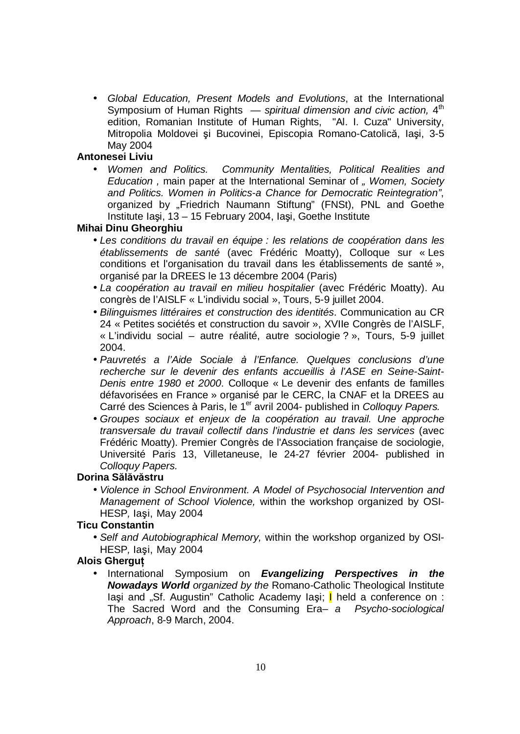- *Global Education, Present Models and Evolutions*, at the International Symposium of Human Rights — *spiritual dimension and civic action,* 4th edition, Romanian Institute of Human Rights, "Al. I. Cuza" University, Mitropolia Moldovei şi Bucovinei, Episcopia Romano-Catolică, Iaşi, 3-5 May 2004

**Antonesei Liviu**

- *Women and Politics. Community Mentalities, Political Realities and Education ,* main paper at the International Seminar of *„ Women, Society and Politics. Women in Politics-a Chance for Democratic Reintegration”*, organized by „Friedrich Naumann Stiftung” (FNSt), PNL and Goethe Institute Iaşi, 13 – 15 February 2004, Iaşi, Goethe Institute

**Mihai Dinu Gheorghiu**

- *Les conditions du travail en équipe : les relations de coopération dans les établissements de santé* (avec Frédéric Moatty), Colloque sur « Les conditions et l'organisation du travail dans les établissements de santé », organisé par la DREES le 13 décembre 2004 (Paris)
- *La coopération au travail en milieu hospitalier* (avec Frédéric Moatty). Au congrès de l’AISLF « L’individu social », Tours, 5-9 juillet 2004.
- *Bilinguismes littéraires et construction des identités*. Communication au CR 24 « Petites sociétés et construction du savoir », XVIIe Congrès de l’AISLF, « L’individu social – autre réalité, autre sociologie ? », Tours, 5-9 juillet 2004.
- *Pauvretés a l’Aide Sociale à l’Enfance. Quelques conclusions d’une recherche sur le devenir des enfants accueillis à l’ASE en Seine-Saint-Denis entre 1980 et 2000*. Colloque « Le devenir des enfants de familles défavorisées en France » organisé par le CERC, la CNAF et la DREES au Carré des Sciences à Paris, le 1er avril 2004- published in *Colloquy Papers.*
- *Groupes sociaux et enjeux de la coopération au travail. Une approche transversale du travail collectif dans l'industrie et dans les services* (avec Frédéric Moatty). Premier Congrès de l'Association française de sociologie, Université Paris 13, Villetaneuse, le 24-27 février 2004- published in *Colloquy Papers.*

**Dorina Sălăvăstru**

- *Violence in School Environment. A Model of Psychosocial Intervention and Management of School Violence,* within the workshop organized by OSI-HESP*,* Iaşi, May 2004

**Ticu Constantin**

- *Self and Autobiographical Memory,* within the workshop organized by OSI-HESP*,* Iaşi, May 2004

**Alois Gherguț**

- International Symposium on ***Evangelizing Perspectives in the Nowadays World*** *organized by the* Romano-Catholic Theological Institute Iaşi and „Sf. Augustin” Catholic Academy Iaşi; I held a conference on : The Sacred Word and the Consuming Era– *a Psycho-sociological Approach*, 8-9 March, 2004.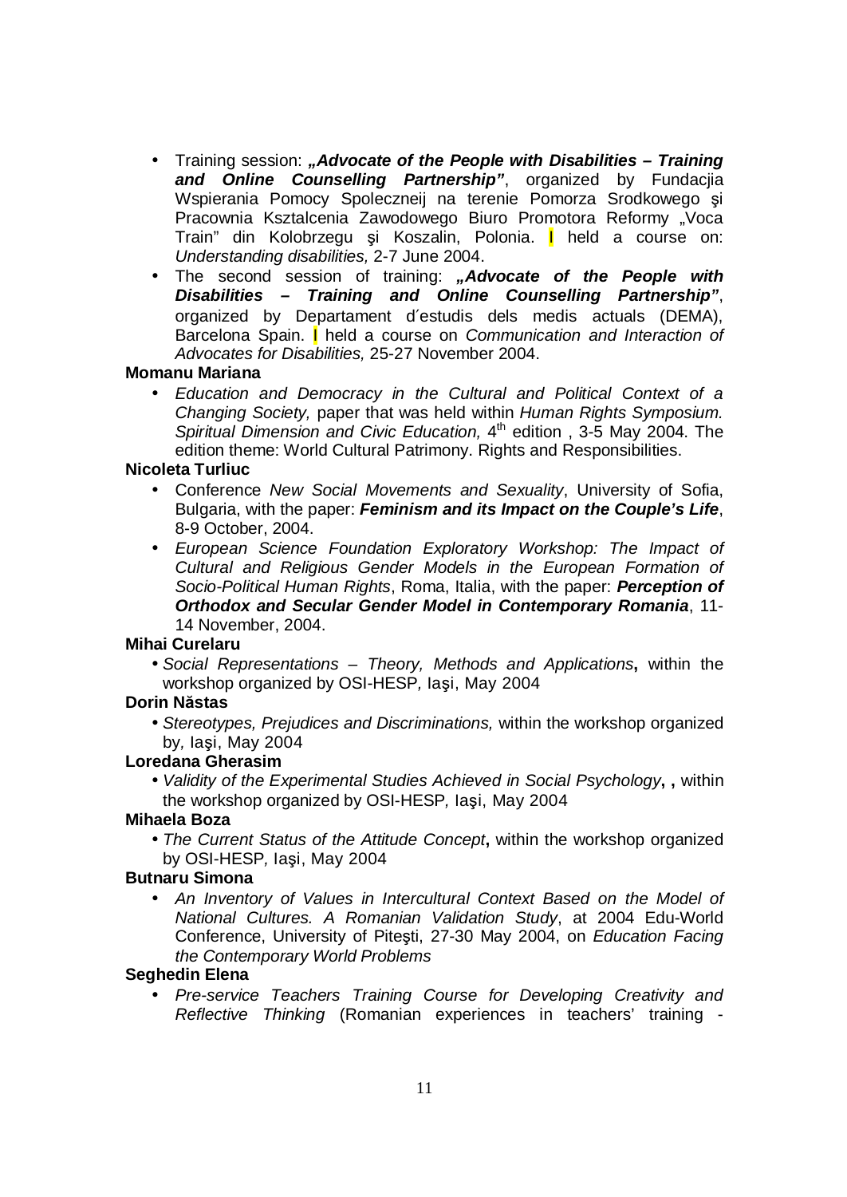- Training session: ***„Advocate of the People with Disabilities – Training and Online Counselling Partnership"***, organized by Fundacjia Wspierania Pomocy Spoleczneij na terenie Pomorza Srodkowego şi Pracownia Ksztalcenia Zawodowego Biuro Promotora Reformy „Voca Train" din Kolobrzegu şi Koszalin, Polonia. I held a course on: *Understanding disabilities,* 2-7 June 2004.
- The second session of training: ***„Advocate of the People with Disabilities – Training and Online Counselling Partnership"***, organized by Departament d´estudis dels medis actuals (DEMA), Barcelona Spain. I held a course on *Communication and Interaction of Advocates for Disabilities,* 25-27 November 2004.

**Momanu Mariana**

- *Education and Democracy in the Cultural and Political Context of a Changing Society,* paper that was held within *Human Rights Symposium. Spiritual Dimension and Civic Education,* 4th edition , 3-5 May 2004. The edition theme: World Cultural Patrimony. Rights and Responsibilities.

**Nicoleta Turliuc**

- Conference *New Social Movements and Sexuality*, University of Sofia, Bulgaria, with the paper: ***Feminism and its Impact on the Couple's Life***, 8-9 October, 2004.
- *European Science Foundation Exploratory Workshop: The Impact of Cultural and Religious Gender Models in the European Formation of Socio-Political Human Rights*, Roma, Italia, with the paper: ***Perception of Orthodox and Secular Gender Model in Contemporary Romania***, 11-14 November, 2004.

**Mihai Curelaru**

- *Social Representations – Theory, Methods and Applications***,** within the workshop organized by OSI-HESP*,* Iaşi, May 2004

**Dorin Năstas**

- *Stereotypes, Prejudices and Discriminations,* within the workshop organized by*,* Iaşi, May 2004

**Loredana Gherasim**

- *Validity of the Experimental Studies Achieved in Social Psychology***, ,** within the workshop organized by OSI-HESP*,* Iaşi, May 2004

**Mihaela Boza**

- *The Current Status of the Attitude Concept***,** within the workshop organized by OSI-HESP*,* Iaşi, May 2004

**Butnaru Simona**

- *An Inventory of Values in Intercultural Context Based on the Model of National Cultures. A Romanian Validation Study*, at 2004 Edu-World Conference, University of Piteşti, 27-30 May 2004, on *Education Facing the Contemporary World Problems*

**Seghedin Elena**

- *Pre-service Teachers Training Course for Developing Creativity and Reflective Thinking* (Romanian experiences in teachers' training -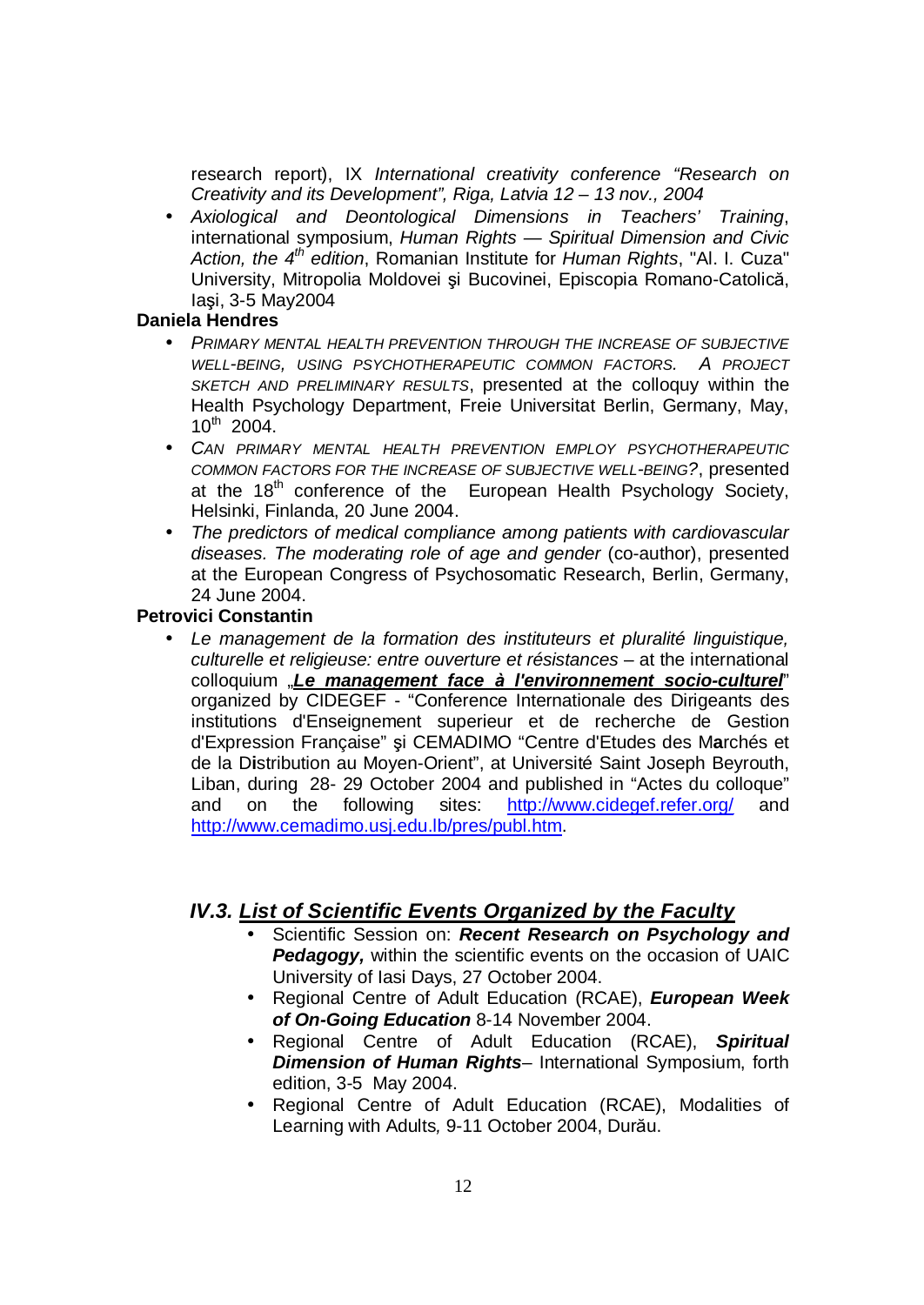research report), IX *International creativity conference "Research on Creativity and its Development", Riga, Latvia 12 – 13 nov., 2004*

- *Axiological and Deontological Dimensions in Teachers' Training*, international symposium, *Human Rights — Spiritual Dimension and Civic Action, the 4th edition*, Romanian Institute for *Human Rights*, "Al. I. Cuza" University, Mitropolia Moldovei şi Bucovinei, Episcopia Romano-Catolică, Iaşi, 3-5 May2004

**Daniela Hendres**

- *PRIMARY MENTAL HEALTH PREVENTION THROUGH THE INCREASE OF SUBJECTIVE WELL-BEING, USING PSYCHOTHERAPEUTIC COMMON FACTORS. A PROJECT SKETCH AND PRELIMINARY RESULTS*, presented at the colloquy within the Health Psychology Department, Freie Universitat Berlin, Germany, May, 10th 2004.
- *CAN PRIMARY MENTAL HEALTH PREVENTION EMPLOY PSYCHOTHERAPEUTIC COMMON FACTORS FOR THE INCREASE OF SUBJECTIVE WELL-BEING?*, presented at the 18th conference of the European Health Psychology Society, Helsinki, Finlanda, 20 June 2004.
- *The predictors of medical compliance among patients with cardiovascular diseases. The moderating role of age and gender* (co-author), presented at the European Congress of Psychosomatic Research, Berlin, Germany, 24 June 2004.

**Petrovici Constantin**

- *Le management de la formation des instituteurs et pluralité linguistique, culturelle et religieuse: entre ouverture et résistances* – at the international colloquium „***Le management face à l'environnement socio-culturel***" organized by CIDEGEF - "Conference Internationale des Dirigeants des institutions d'Enseignement superieur et de recherche de Gestion d'Expression Française" şi CEMADIMO "Centre d'Etudes des Marchés et de la Distribution au Moyen-Orient", at Université Saint Joseph Beyrouth, Liban, during 28- 29 October 2004 and published in "Actes du colloque" and on the following sites: http://www.cidegef.refer.org/ and http://www.cemadimo.usj.edu.lb/pres/publ.htm.

## IV.3. List of Scientific Events Organized by the Faculty

- Scientific Session on: ***Recent Research on Psychology and Pedagogy,*** within the scientific events on the occasion of UAIC University of Iasi Days, 27 October 2004.
- Regional Centre of Adult Education (RCAE), ***European Week of On-Going Education*** 8-14 November 2004.
- Regional Centre of Adult Education (RCAE), ***Spiritual Dimension of Human Rights***– International Symposium, forth edition, 3-5 May 2004.
- Regional Centre of Adult Education (RCAE), Modalities of Learning with Adults*,* 9-11 October 2004, Durău.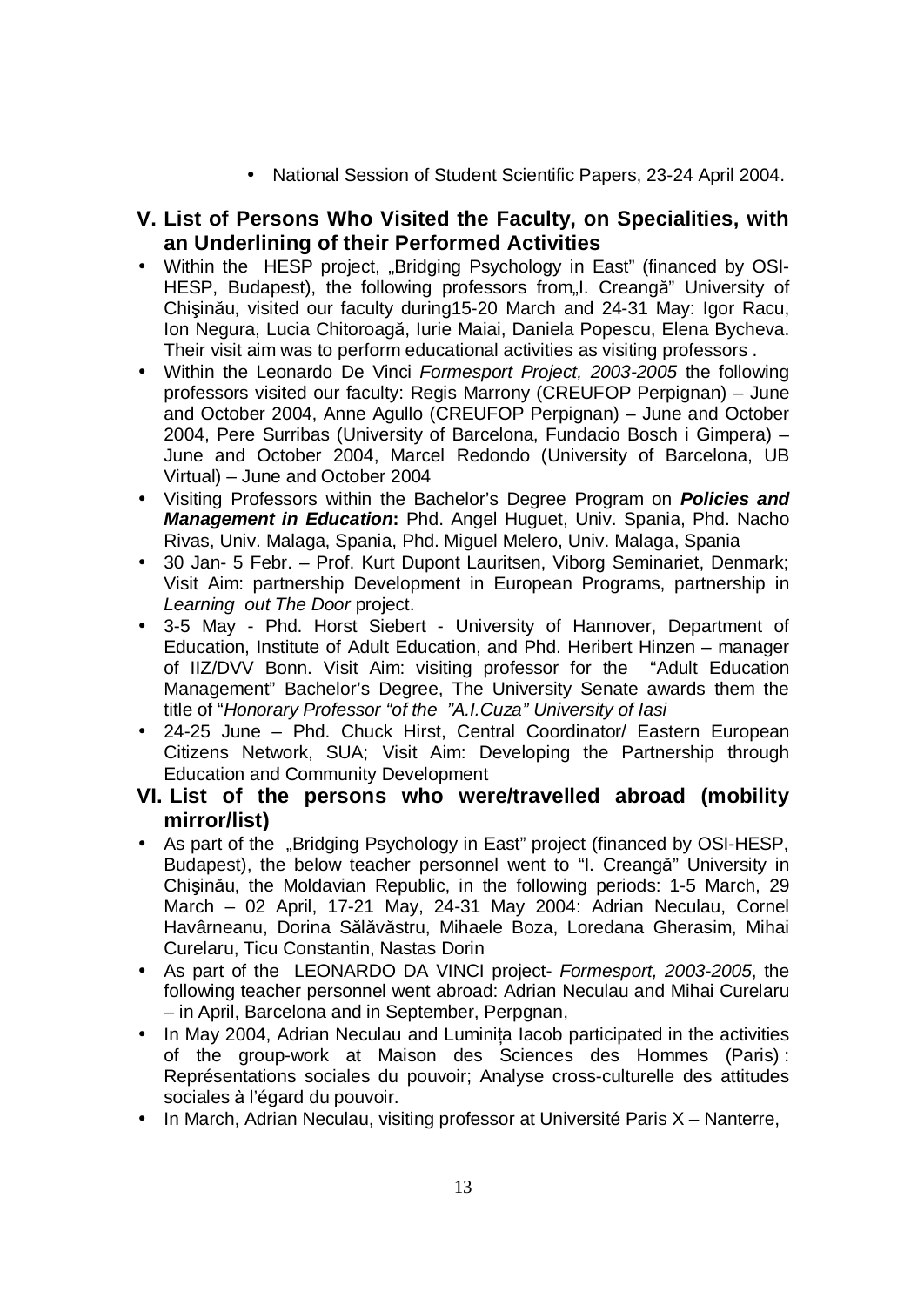- National Session of Student Scientific Papers, 23-24 April 2004.

## V. List of Persons Who Visited the Faculty, on Specialities, with an Underlining of their Performed Activities

- Within the HESP project, „Bridging Psychology in East" (financed by OSI-HESP, Budapest), the following professors from„I. Creangă" University of Chişinău, visited our faculty during15-20 March and 24-31 May: Igor Racu, Ion Negura, Lucia Chitoroagă, Iurie Maiai, Daniela Popescu, Elena Bycheva. Their visit aim was to perform educational activities as visiting professors .
- Within the Leonardo De Vinci *Formesport Project, 2003-2005* the following professors visited our faculty: Regis Marrony (CREUFOP Perpignan) – June and October 2004, Anne Agullo (CREUFOP Perpignan) – June and October 2004, Pere Surribas (University of Barcelona, Fundacio Bosch i Gimpera) – June and October 2004, Marcel Redondo (University of Barcelona, UB Virtual) – June and October 2004
- Visiting Professors within the Bachelor's Degree Program on ***Policies and Management in Education*:** Phd. Angel Huguet, Univ. Spania, Phd. Nacho Rivas, Univ. Malaga, Spania, Phd. Miguel Melero, Univ. Malaga, Spania
- 30 Jan- 5 Febr. – Prof. Kurt Dupont Lauritsen, Viborg Seminariet, Denmark; Visit Aim: partnership Development in European Programs, partnership in *Learning out The Door* project.
- 3-5 May - Phd. Horst Siebert - University of Hannover, Department of Education, Institute of Adult Education, and Phd. Heribert Hinzen – manager of IIZ/DVV Bonn. Visit Aim: visiting professor for the "Adult Education Management" Bachelor's Degree, The University Senate awards them the title of "*Honorary Professor "of the "A.I.Cuza" University of Iasi*
- 24-25 June – Phd. Chuck Hirst, Central Coordinator/ Eastern European Citizens Network, SUA; Visit Aim: Developing the Partnership through Education and Community Development

## VI. List of the persons who were/travelled abroad (mobility mirror/list)

- As part of the „Bridging Psychology in East" project (financed by OSI-HESP, Budapest), the below teacher personnel went to "I. Creangă" University in Chişinău, the Moldavian Republic, in the following periods: 1-5 March, 29 March – 02 April, 17-21 May, 24-31 May 2004: Adrian Neculau, Cornel Havârneanu, Dorina Sălăvăstru, Mihaele Boza, Loredana Gherasim, Mihai Curelaru, Ticu Constantin, Nastas Dorin
- As part of the LEONARDO DA VINCI project- *Formesport, 2003-2005*, the following teacher personnel went abroad: Adrian Neculau and Mihai Curelaru – in April, Barcelona and in September, Perpgnan,
- In May 2004, Adrian Neculau and Luminița Iacob participated in the activities of the group-work at Maison des Sciences des Hommes (Paris) : Représentations sociales du pouvoir; Analyse cross-culturelle des attitudes sociales à l'égard du pouvoir.
- In March, Adrian Neculau, visiting professor at Université Paris X – Nanterre,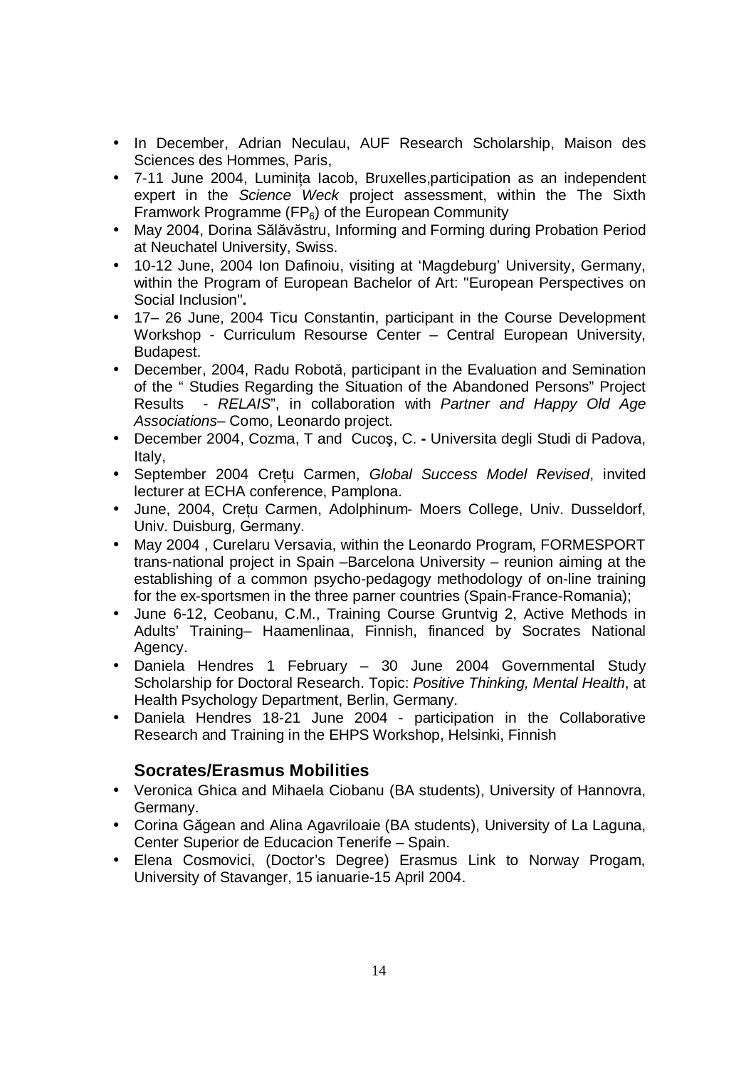- In December, Adrian Neculau, AUF Research Scholarship, Maison des Sciences des Hommes, Paris,
- 7-11 June 2004, Luminița Iacob, Bruxelles,participation as an independent expert in the *Science Weck* project assessment, within the The Sixth Framwork Programme ($FP_6$) of the European Community
- May 2004, Dorina Sălăvăstru, Informing and Forming during Probation Period at Neuchatel University, Swiss.
- 10-12 June, 2004 Ion Dafinoiu, visiting at 'Magdeburg' University, Germany, within the Program of European Bachelor of Art: "European Perspectives on Social Inclusion"**.**
- 17– 26 June, 2004 Ticu Constantin, participant in the Course Development Workshop - Curriculum Resourse Center – Central European University, Budapest.
- December, 2004, Radu Robotă, participant in the Evaluation and Semination of the " Studies Regarding the Situation of the Abandoned Persons" Project Results - *RELAIS*", in collaboration with *Partner and Happy Old Age Associations*– Como, Leonardo project.
- December 2004, Cozma, T and Cucoş, C. **-** Universita degli Studi di Padova, Italy,
- September 2004 Crețu Carmen, *Global Success Model Revised*, invited lecturer at ECHA conference, Pamplona.
- June, 2004, Crețu Carmen, Adolphinum- Moers College, Univ. Dusseldorf, Univ. Duisburg, Germany.
- May 2004 , Curelaru Versavia, within the Leonardo Program, FORMESPORT trans-national project in Spain –Barcelona University – reunion aiming at the establishing of a common psycho-pedagogy methodology of on-line training for the ex-sportsmen in the three parner countries (Spain-France-Romania);
- June 6-12, Ceobanu, C.M., Training Course Gruntvig 2, Active Methods in Adults' Training– Haamenlinaa, Finnish, financed by Socrates National Agency.
- Daniela Hendres 1 February – 30 June 2004 Governmental Study Scholarship for Doctoral Research. Topic: *Positive Thinking, Mental Health*, at Health Psychology Department, Berlin, Germany.
- Daniela Hendres 18-21 June 2004 - participation in the Collaborative Research and Training in the EHPS Workshop, Helsinki, Finnish

### Socrates/Erasmus Mobilities

- Veronica Ghica and Mihaela Ciobanu (BA students), University of Hannovra, Germany.
- Corina Găgean and Alina Agavriloaie (BA students), University of La Laguna, Center Superior de Educacion Tenerife – Spain.
- Elena Cosmovici, (Doctor's Degree) Erasmus Link to Norway Progam, University of Stavanger, 15 ianuarie-15 April 2004.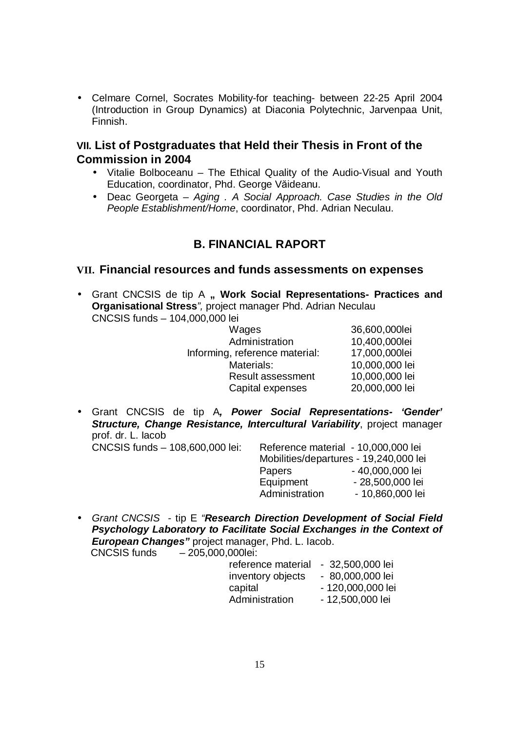- Celmare Cornel, Socrates Mobility-for teaching- between 22-25 April 2004 (Introduction in Group Dynamics) at Diaconia Polytechnic, Jarvenpaa Unit, Finnish.

## VII. List of Postgraduates that Held their Thesis in Front of the Commission in 2004

- Vitalie Bolboceanu – The Ethical Quality of the Audio-Visual and Youth Education, coordinator, Phd. George Văideanu.
- Deac Georgeta – *Aging . A Social Approach. Case Studies in the Old People Establishment/Home*, coordinator, Phd. Adrian Neculau.

## B. FINANCIAL RAPORT

## VII. Financial resources and funds assessments on expenses

- Grant CNCSIS de tip A **„ Work Social Representations- Practices and Organisational Stress***",* project manager Phd. Adrian Neculau
  CNCSIS funds – 104,000,000 lei

| | |
|---|---|
| Wages | 36,600,000lei |
| Administration | 10,400,000lei |
| Informing, reference material: | 17,000,000lei |
| Materials: | 10,000,000 lei |
| Result assessment | 10,000,000 lei |
| Capital expenses | 20,000,000 lei |

- Grant CNCSIS de tip A***, Power Social Representations- 'Gender' Structure, Change Resistance, Intercultural Variability***, project manager prof. dr. L. Iacob
  CNCSIS funds – 108,600,000 lei:

| | |
|---|---|
| Reference material | - 10,000,000 lei |
| Mobilities/departures | - 19,240,000 lei |
| Papers | - 40,000,000 lei |
| Equipment | - 28,500,000 lei |
| Administration | - 10,860,000 lei |

- *Grant CNCSIS* - tip E *"**Research Direction Development of Social Field Psychology Laboratory to Facilitate Social Exchanges in the Context of European Changes"*** project manager, Phd. L. Iacob.
  CNCSIS funds – 205,000,000lei:

| | |
|---|---|
| reference material | - 32,500,000 lei |
| inventory objects | - 80,000,000 lei |
| capital | - 120,000,000 lei |
| Administration | - 12,500,000 lei |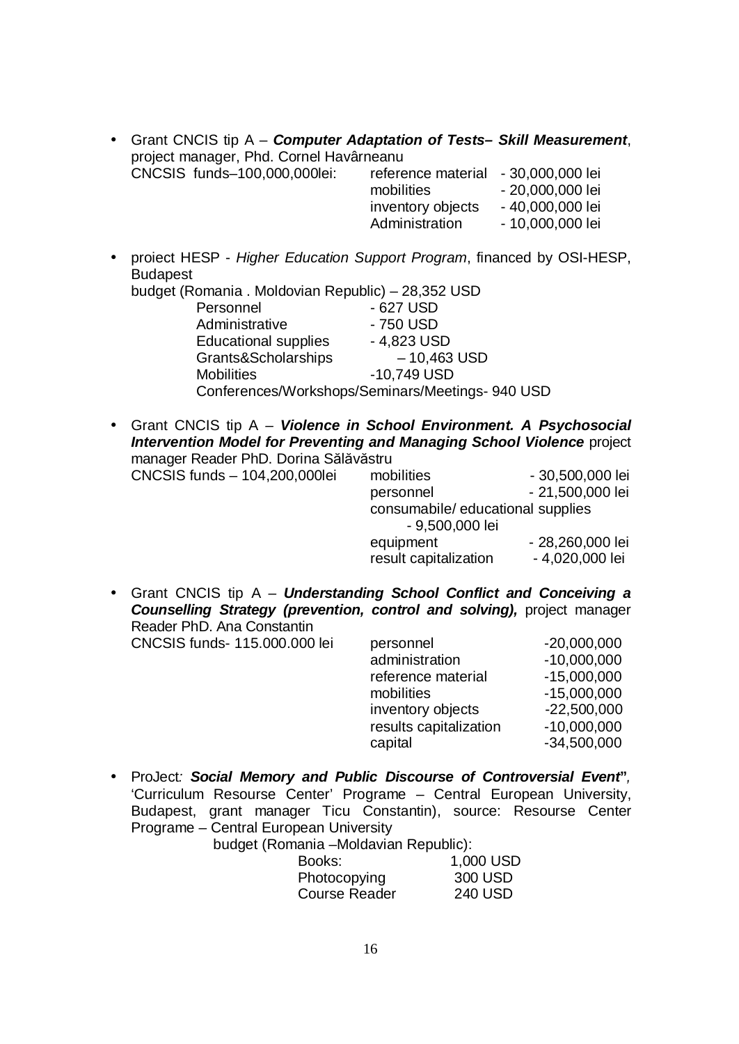- Grant CNCIS tip A – ***Computer Adaptation of Tests– Skill Measurement***, project manager, Phd. Cornel Havârneanu

  CNCSIS funds–100,000,000lei:

  | | |
  |---|---|
  | reference material | - 30,000,000 lei |
  | mobilities | - 20,000,000 lei |
  | inventory objects | - 40,000,000 lei |
  | Administration | - 10,000,000 lei |

- proiect HESP - *Higher Education Support Program*, financed by OSI-HESP, Budapest

  budget (Romania . Moldovian Republic) – 28,352 USD

  | | |
  |---|---|
  | Personnel | - 627 USD |
  | Administrative | - 750 USD |
  | Educational supplies | - 4,823 USD |
  | Grants&Scholarships | – 10,463 USD |
  | Mobilities | -10,749 USD |

  Conferences/Workshops/Seminars/Meetings- 940 USD

- Grant CNCIS tip A – ***Violence in School Environment. A Psychosocial Intervention Model for Preventing and Managing School Violence*** project manager Reader PhD. Dorina Sălăvăstru

  CNCSIS funds – 104,200,000lei

  | | |
  |---|---|
  | mobilities | - 30,500,000 lei |
  | personnel | - 21,500,000 lei |
  | consumabile/ educational supplies | - 9,500,000 lei |
  | equipment | - 28,260,000 lei |
  | result capitalization | - 4,020,000 lei |

- Grant CNCIS tip A – ***Understanding School Conflict and Conceiving a Counselling Strategy (prevention, control and solving),*** project manager Reader PhD. Ana Constantin

  CNCSIS funds- 115.000.000 lei

  | | |
  |---|---|
  | personnel | -20,000,000 |
  | administration | -10,000,000 |
  | reference material | -15,000,000 |
  | mobilities | -15,000,000 |
  | inventory objects | -22,500,000 |
  | results capitalization | -10,000,000 |
  | capital | -34,500,000 |

- ProJect*:* ***Social Memory and Public Discourse of Controversial Event"****,* 'Curriculum Resourse Center' Programe – Central European University, Budapest, grant manager Ticu Constantin), source: Resourse Center Programe – Central European University

  budget (Romania –Moldavian Republic):

  | | |
  |---|---|
  | Books: | 1,000 USD |
  | Photocopying | 300 USD |
  | Course Reader | 240 USD |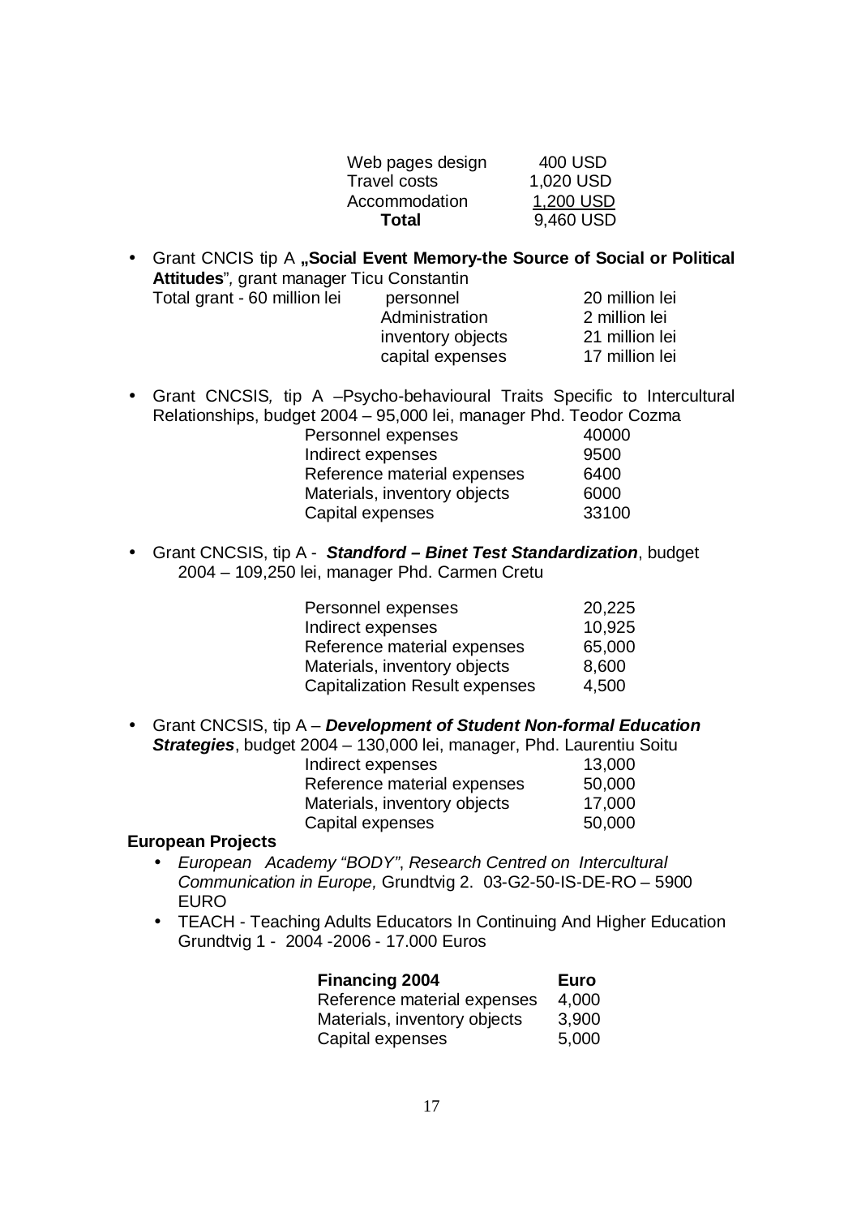| | |
|---|---|
| Web pages design | 400 USD |
| Travel costs | 1,020 USD |
| Accommodation | 1,200 USD |
| **Total** | 9,460 USD |

- Grant CNCIS tip A **„Social Event Memory-the Source of Social or Political Attitudes**", grant manager Ticu Constantin

| Total grant - 60 million lei | | |
|---|---|---|
| | personnel | 20 million lei |
| | Administration | 2 million lei |
| | inventory objects | 21 million lei |
| | capital expenses | 17 million lei |

- Grant CNCSIS, tip A –Psycho-behavioural Traits Specific to Intercultural Relationships, budget 2004 – 95,000 lei, manager Phd. Teodor Cozma

| | |
|---|---|
| Personnel expenses | 40000 |
| Indirect expenses | 9500 |
| Reference material expenses | 6400 |
| Materials, inventory objects | 6000 |
| Capital expenses | 33100 |

- Grant CNCSIS, tip A - ***Standford – Binet Test Standardization***, budget 2004 – 109,250 lei, manager Phd. Carmen Cretu

| | |
|---|---|
| Personnel expenses | 20,225 |
| Indirect expenses | 10,925 |
| Reference material expenses | 65,000 |
| Materials, inventory objects | 8,600 |
| Capitalization Result expenses | 4,500 |

- Grant CNCSIS, tip A – ***Development of Student Non-formal Education Strategies***, budget 2004 – 130,000 lei, manager, Phd. Laurentiu Soitu

| | |
|---|---|
| Indirect expenses | 13,000 |
| Reference material expenses | 50,000 |
| Materials, inventory objects | 17,000 |
| Capital expenses | 50,000 |

**European Projects**

- *European Academy "BODY"*, *Research Centred on Intercultural Communication in Europe,* Grundtvig 2. 03-G2-50-IS-DE-RO – 5900 EURO
- TEACH - Teaching Adults Educators In Continuing And Higher Education Grundtvig 1 - 2004 -2006 - 17.000 Euros

| **Financing 2004** | **Euro** |
|---|---|
| Reference material expenses | 4,000 |
| Materials, inventory objects | 3,900 |
| Capital expenses | 5,000 |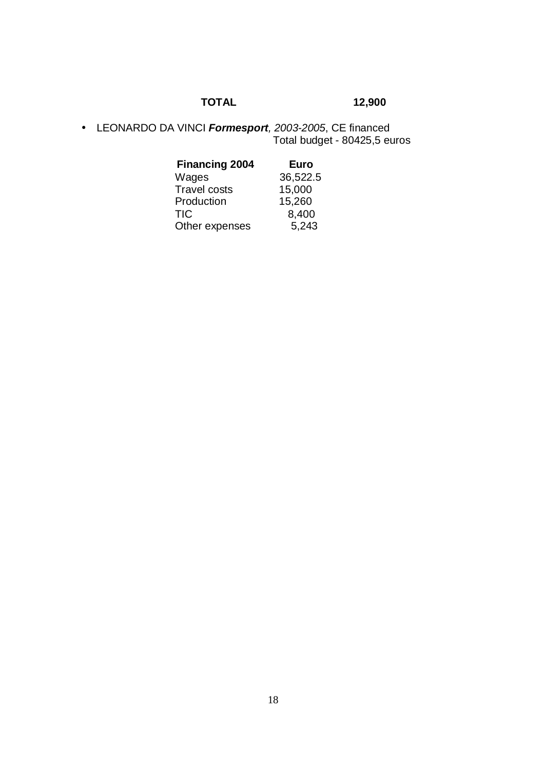| | |
|---|---|
| **TOTAL** | **12,900** |

- LEONARDO DA VINCI ***Formesport**, 2003-2005*, CE financed
  Total budget - 80425,5 euros

| **Financing 2004** | **Euro** |
|---|---|
| Wages | 36,522.5 |
| Travel costs | 15,000 |
| Production | 15,260 |
| TIC | 8,400 |
| Other expenses | 5,243 |